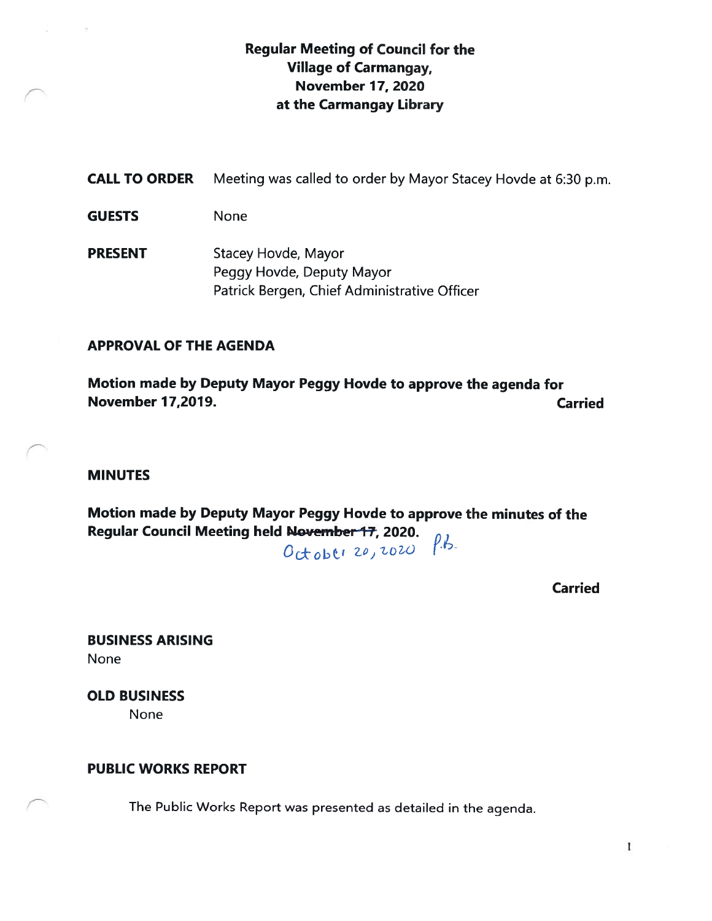# Regular Meeting of Council for the Village of Carmangay, November 17, 2020 at the Carmangay Library

**CALL TO ORDER** Meeting was called to order by Mayor Stacey Hovde at 6:30 p.m.

**GUESTS** None

**PRESENT** Stacey Hovde, Mayor
Peggy Hovde, Deputy Mayor
Patrick Bergen, Chief Administrative Officer

## APPROVAL OF THE AGENDA

**Motion made by Deputy Mayor Peggy Hovde to approve the agenda for November 17,2019. Carried**

## MINUTES

**Motion made by Deputy Mayor Peggy Hovde to approve the minutes of the Regular Council Meeting held ~~November 17~~, 2020.** October 20, 2020 P.B.

**Carried**

## BUSINESS ARISING

None

## OLD BUSINESS

None

## PUBLIC WORKS REPORT

The Public Works Report was presented as detailed in the agenda.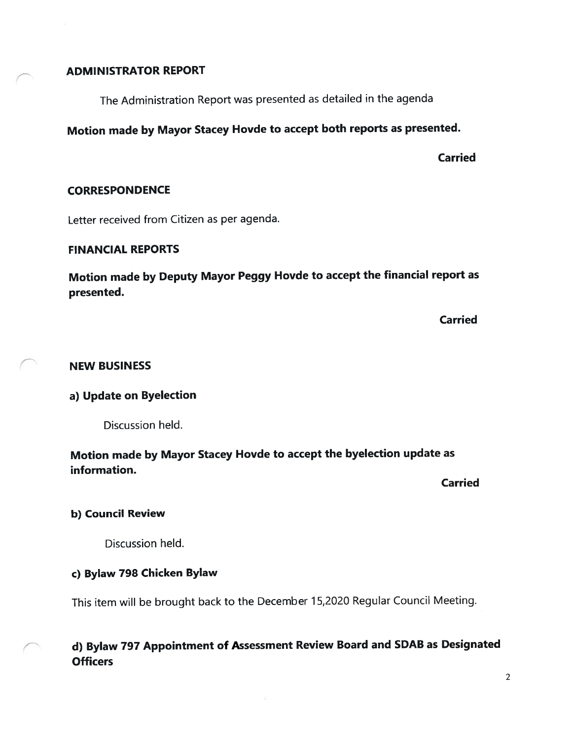## ADMINISTRATOR REPORT

The Administration Report was presented as detailed in the agenda

**Motion made by Mayor Stacey Hovde to accept both reports as presented.**

**Carried**

## CORRESPONDENCE

Letter received from Citizen as per agenda.

## FINANCIAL REPORTS

**Motion made by Deputy Mayor Peggy Hovde to accept the financial report as presented.**

**Carried**

## NEW BUSINESS

### a) Update on Byelection

Discussion held.

**Motion made by Mayor Stacey Hovde to accept the byelection update as information.**

**Carried**

### b) Council Review

Discussion held.

### c) Bylaw 798 Chicken Bylaw

This item will be brought back to the December 15,2020 Regular Council Meeting.

### d) Bylaw 797 Appointment of Assessment Review Board and SDAB as Designated Officers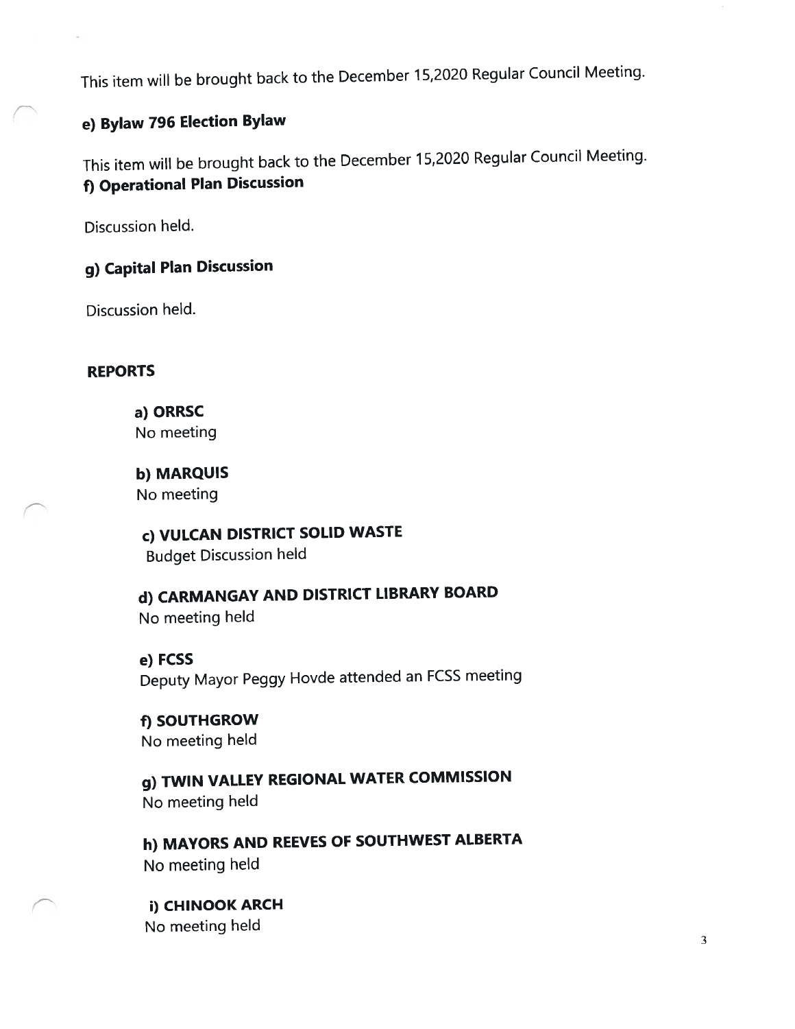This item will be brought back to the December 15,2020 Regular Council Meeting.

**e) Bylaw 796 Election Bylaw**

This item will be brought back to the December 15,2020 Regular Council Meeting.

**f) Operational Plan Discussion**

Discussion held.

**g) Capital Plan Discussion**

Discussion held.

## REPORTS

**a) ORRSC**
No meeting

**b) MARQUIS**
No meeting

**c) VULCAN DISTRICT SOLID WASTE**
Budget Discussion held

**d) CARMANGAY AND DISTRICT LIBRARY BOARD**
No meeting held

**e) FCSS**
Deputy Mayor Peggy Hovde attended an FCSS meeting

**f) SOUTHGROW**
No meeting held

**g) TWIN VALLEY REGIONAL WATER COMMISSION**
No meeting held

**h) MAYORS AND REEVES OF SOUTHWEST ALBERTA**
No meeting held

**i) CHINOOK ARCH**
No meeting held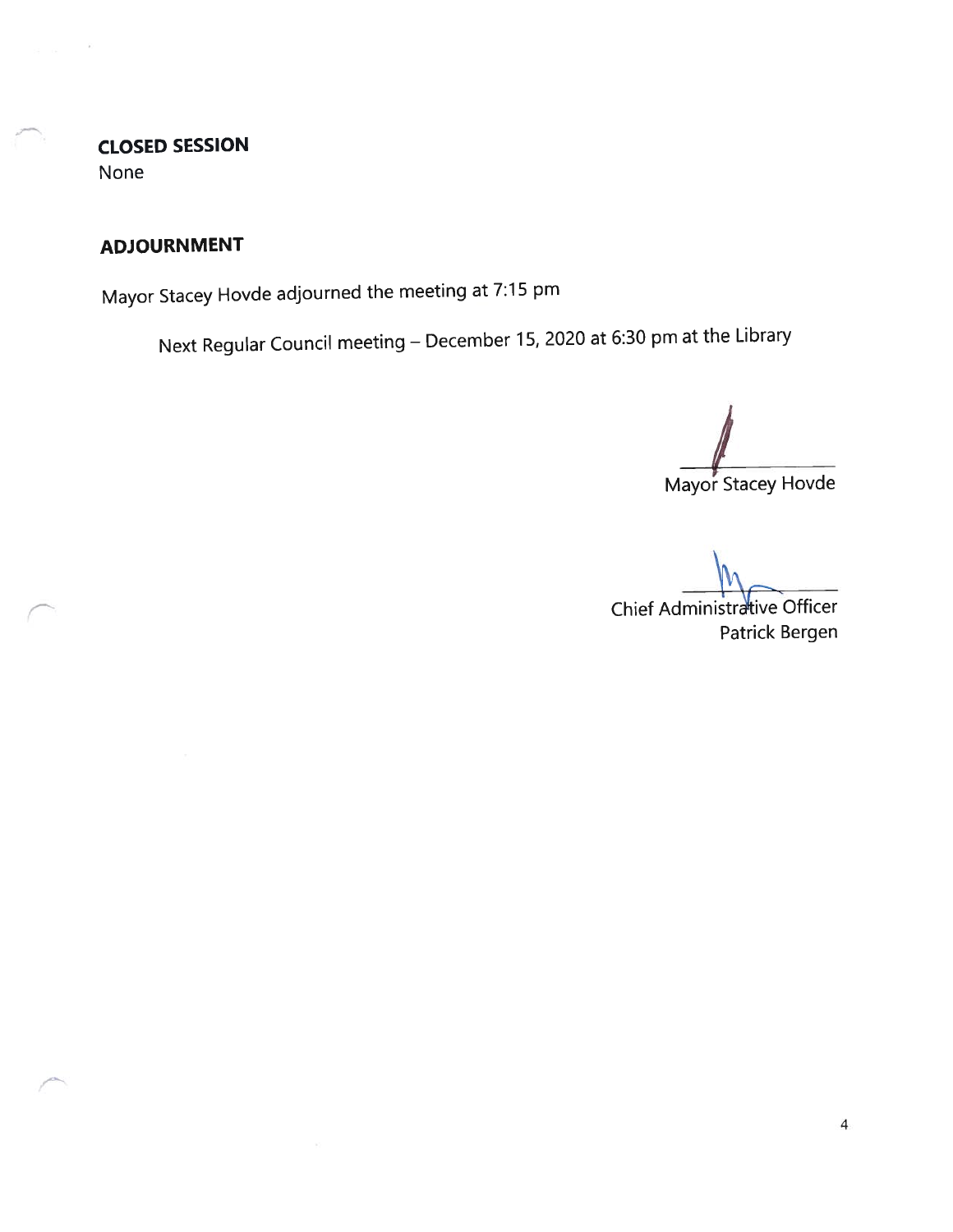## CLOSED SESSION

None

## ADJOURNMENT

Mayor Stacey Hovde adjourned the meeting at 7:15 pm

Next Regular Council meeting – December 15, 2020 at 6:30 pm at the Library

Mayor Stacey Hovde

Chief Administrative Officer
Patrick Bergen